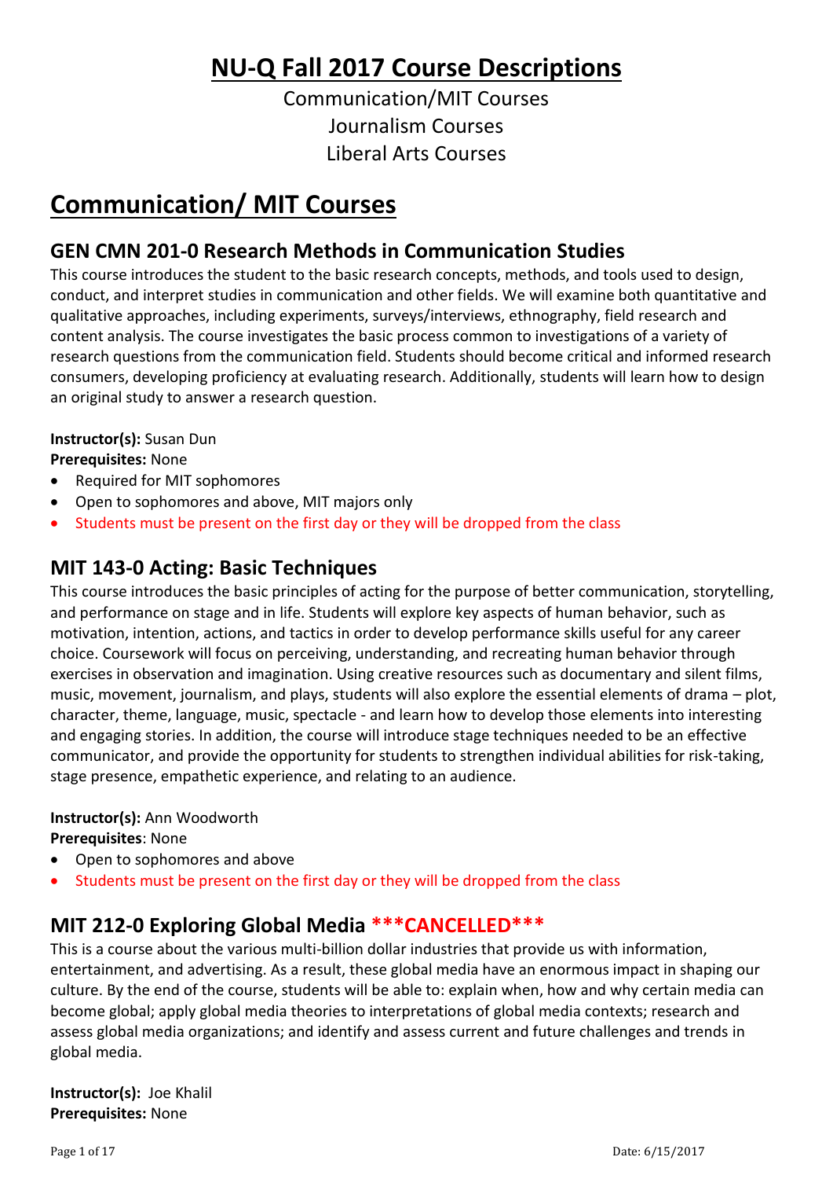# NU-Q Fall 2017 Course Descriptions

Communication/MIT Courses
Journalism Courses
Liberal Arts Courses

# Communication/ MIT Courses

## GEN CMN 201-0 Research Methods in Communication Studies

This course introduces the student to the basic research concepts, methods, and tools used to design, conduct, and interpret studies in communication and other fields. We will examine both quantitative and qualitative approaches, including experiments, surveys/interviews, ethnography, field research and content analysis. The course investigates the basic process common to investigations of a variety of research questions from the communication field. Students should become critical and informed research consumers, developing proficiency at evaluating research. Additionally, students will learn how to design an original study to answer a research question.

**Instructor(s):** Susan Dun
**Prerequisites:** None

- Required for MIT sophomores
- Open to sophomores and above, MIT majors only
- Students must be present on the first day or they will be dropped from the class

## MIT 143-0 Acting: Basic Techniques

This course introduces the basic principles of acting for the purpose of better communication, storytelling, and performance on stage and in life. Students will explore key aspects of human behavior, such as motivation, intention, actions, and tactics in order to develop performance skills useful for any career choice. Coursework will focus on perceiving, understanding, and recreating human behavior through exercises in observation and imagination. Using creative resources such as documentary and silent films, music, movement, journalism, and plays, students will also explore the essential elements of drama – plot, character, theme, language, music, spectacle - and learn how to develop those elements into interesting and engaging stories. In addition, the course will introduce stage techniques needed to be an effective communicator, and provide the opportunity for students to strengthen individual abilities for risk-taking, stage presence, empathetic experience, and relating to an audience.

**Instructor(s):** Ann Woodworth
**Prerequisites**: None

- Open to sophomores and above
- Students must be present on the first day or they will be dropped from the class

## MIT 212-0 Exploring Global Media ***CANCELLED***

This is a course about the various multi-billion dollar industries that provide us with information, entertainment, and advertising. As a result, these global media have an enormous impact in shaping our culture. By the end of the course, students will be able to: explain when, how and why certain media can become global; apply global media theories to interpretations of global media contexts; research and assess global media organizations; and identify and assess current and future challenges and trends in global media.

**Instructor(s):** Joe Khalil
**Prerequisites:** None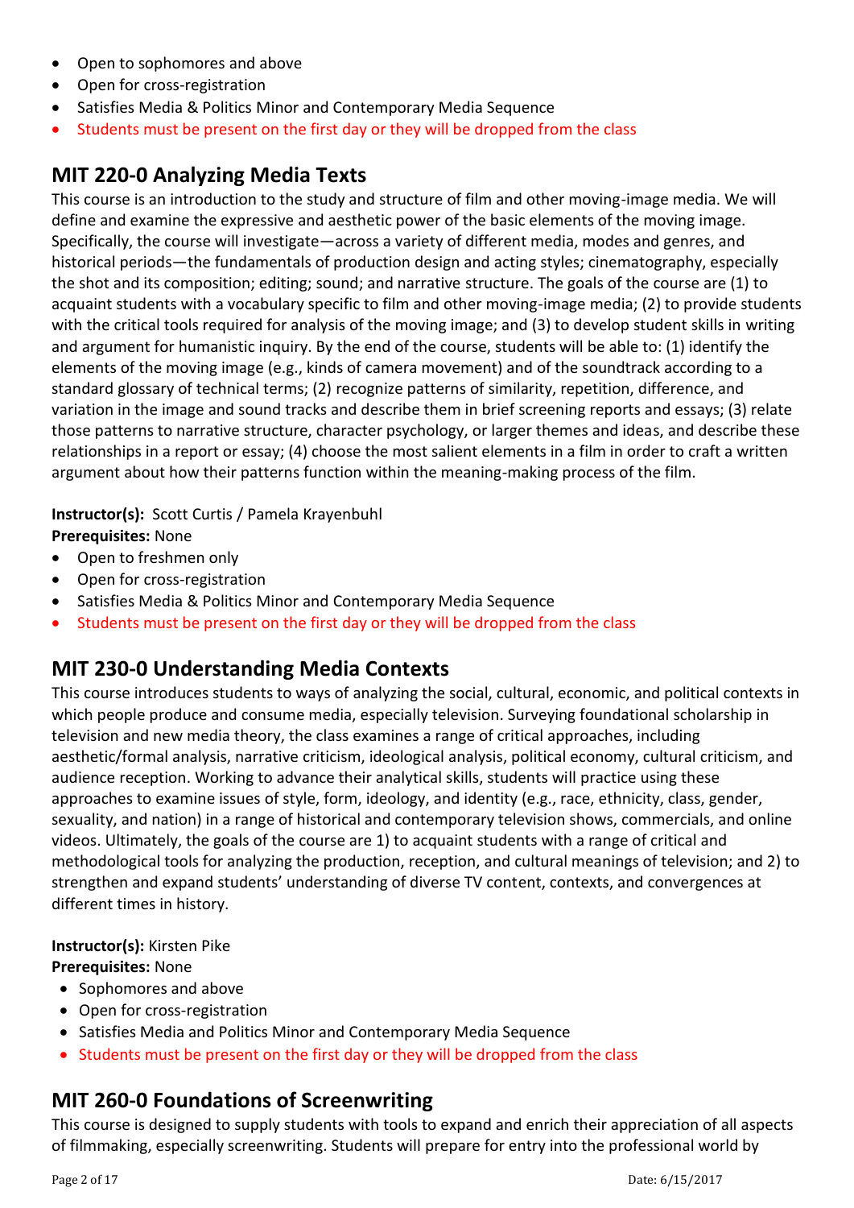- Open to sophomores and above
- Open for cross-registration
- Satisfies Media & Politics Minor and Contemporary Media Sequence
- Students must be present on the first day or they will be dropped from the class

## MIT 220-0 Analyzing Media Texts

This course is an introduction to the study and structure of film and other moving-image media. We will define and examine the expressive and aesthetic power of the basic elements of the moving image. Specifically, the course will investigate—across a variety of different media, modes and genres, and historical periods—the fundamentals of production design and acting styles; cinematography, especially the shot and its composition; editing; sound; and narrative structure. The goals of the course are (1) to acquaint students with a vocabulary specific to film and other moving-image media; (2) to provide students with the critical tools required for analysis of the moving image; and (3) to develop student skills in writing and argument for humanistic inquiry. By the end of the course, students will be able to: (1) identify the elements of the moving image (e.g., kinds of camera movement) and of the soundtrack according to a standard glossary of technical terms; (2) recognize patterns of similarity, repetition, difference, and variation in the image and sound tracks and describe them in brief screening reports and essays; (3) relate those patterns to narrative structure, character psychology, or larger themes and ideas, and describe these relationships in a report or essay; (4) choose the most salient elements in a film in order to craft a written argument about how their patterns function within the meaning-making process of the film.

**Instructor(s):** Scott Curtis / Pamela Krayenbuhl
**Prerequisites:** None

- Open to freshmen only
- Open for cross-registration
- Satisfies Media & Politics Minor and Contemporary Media Sequence
- Students must be present on the first day or they will be dropped from the class

## MIT 230-0 Understanding Media Contexts

This course introduces students to ways of analyzing the social, cultural, economic, and political contexts in which people produce and consume media, especially television. Surveying foundational scholarship in television and new media theory, the class examines a range of critical approaches, including aesthetic/formal analysis, narrative criticism, ideological analysis, political economy, cultural criticism, and audience reception. Working to advance their analytical skills, students will practice using these approaches to examine issues of style, form, ideology, and identity (e.g., race, ethnicity, class, gender, sexuality, and nation) in a range of historical and contemporary television shows, commercials, and online videos. Ultimately, the goals of the course are 1) to acquaint students with a range of critical and methodological tools for analyzing the production, reception, and cultural meanings of television; and 2) to strengthen and expand students' understanding of diverse TV content, contexts, and convergences at different times in history.

**Instructor(s):** Kirsten Pike
**Prerequisites:** None

- Sophomores and above
- Open for cross-registration
- Satisfies Media and Politics Minor and Contemporary Media Sequence
- Students must be present on the first day or they will be dropped from the class

## MIT 260-0 Foundations of Screenwriting

This course is designed to supply students with tools to expand and enrich their appreciation of all aspects of filmmaking, especially screenwriting. Students will prepare for entry into the professional world by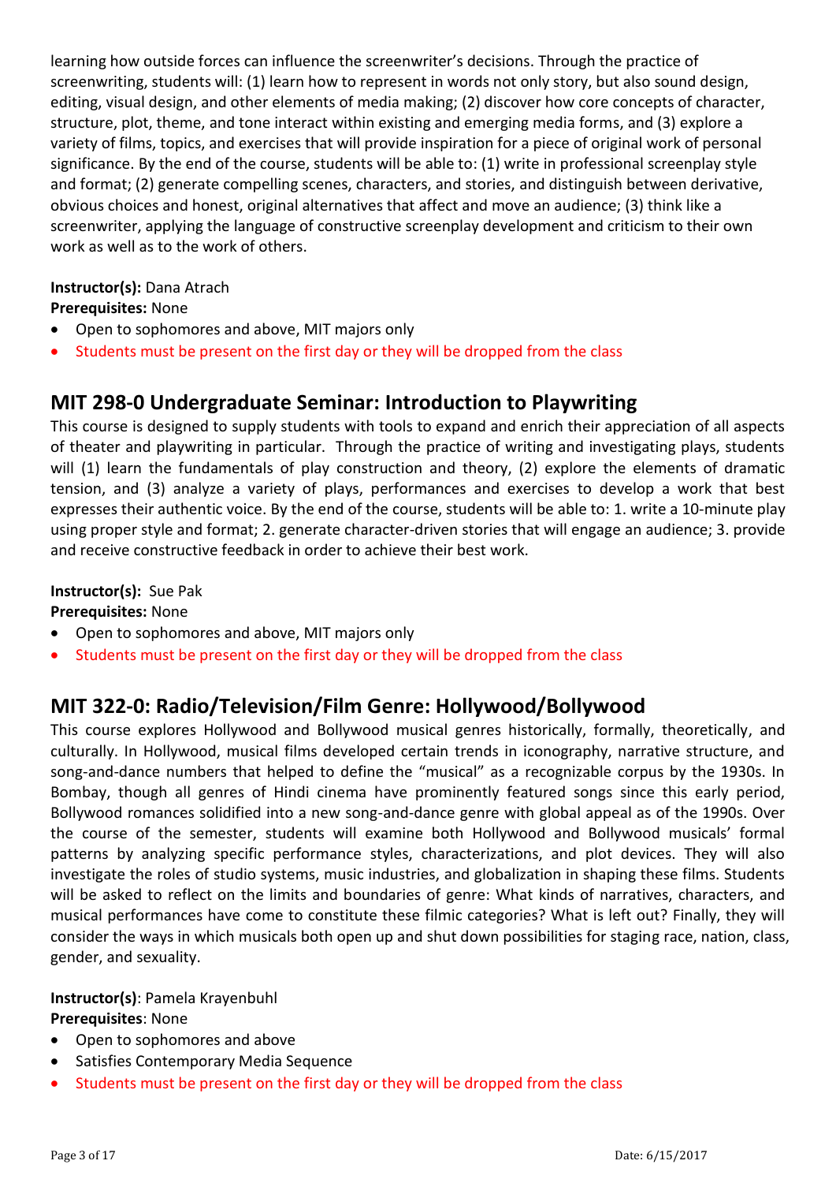learning how outside forces can influence the screenwriter's decisions. Through the practice of screenwriting, students will: (1) learn how to represent in words not only story, but also sound design, editing, visual design, and other elements of media making; (2) discover how core concepts of character, structure, plot, theme, and tone interact within existing and emerging media forms, and (3) explore a variety of films, topics, and exercises that will provide inspiration for a piece of original work of personal significance. By the end of the course, students will be able to: (1) write in professional screenplay style and format; (2) generate compelling scenes, characters, and stories, and distinguish between derivative, obvious choices and honest, original alternatives that affect and move an audience; (3) think like a screenwriter, applying the language of constructive screenplay development and criticism to their own work as well as to the work of others.

**Instructor(s):** Dana Atrach
**Prerequisites:** None

- Open to sophomores and above, MIT majors only
- Students must be present on the first day or they will be dropped from the class

## MIT 298-0 Undergraduate Seminar: Introduction to Playwriting

This course is designed to supply students with tools to expand and enrich their appreciation of all aspects of theater and playwriting in particular. Through the practice of writing and investigating plays, students will (1) learn the fundamentals of play construction and theory, (2) explore the elements of dramatic tension, and (3) analyze a variety of plays, performances and exercises to develop a work that best expresses their authentic voice. By the end of the course, students will be able to: 1. write a 10-minute play using proper style and format; 2. generate character-driven stories that will engage an audience; 3. provide and receive constructive feedback in order to achieve their best work.

**Instructor(s):** Sue Pak
**Prerequisites:** None

- Open to sophomores and above, MIT majors only
- Students must be present on the first day or they will be dropped from the class

## MIT 322-0: Radio/Television/Film Genre: Hollywood/Bollywood

This course explores Hollywood and Bollywood musical genres historically, formally, theoretically, and culturally. In Hollywood, musical films developed certain trends in iconography, narrative structure, and song-and-dance numbers that helped to define the "musical" as a recognizable corpus by the 1930s. In Bombay, though all genres of Hindi cinema have prominently featured songs since this early period, Bollywood romances solidified into a new song-and-dance genre with global appeal as of the 1990s. Over the course of the semester, students will examine both Hollywood and Bollywood musicals' formal patterns by analyzing specific performance styles, characterizations, and plot devices. They will also investigate the roles of studio systems, music industries, and globalization in shaping these films. Students will be asked to reflect on the limits and boundaries of genre: What kinds of narratives, characters, and musical performances have come to constitute these filmic categories? What is left out? Finally, they will consider the ways in which musicals both open up and shut down possibilities for staging race, nation, class, gender, and sexuality.

**Instructor(s)**: Pamela Krayenbuhl
**Prerequisites**: None

- Open to sophomores and above
- Satisfies Contemporary Media Sequence
- Students must be present on the first day or they will be dropped from the class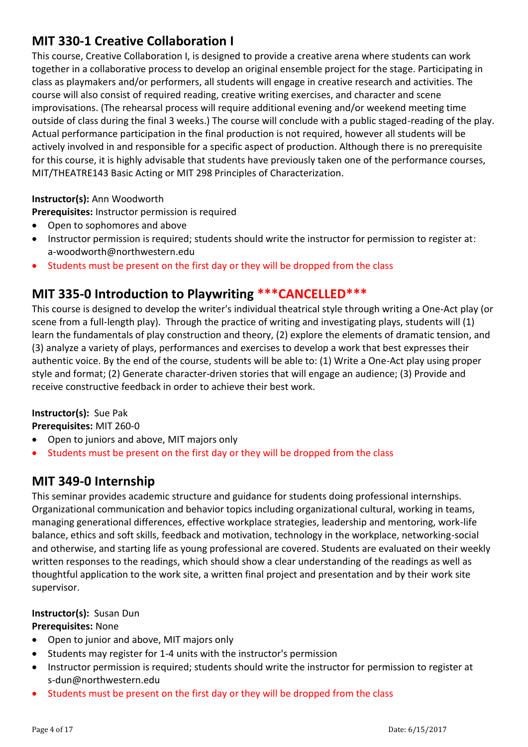## MIT 330-1 Creative Collaboration I

This course, Creative Collaboration I, is designed to provide a creative arena where students can work together in a collaborative process to develop an original ensemble project for the stage. Participating in class as playmakers and/or performers, all students will engage in creative research and activities. The course will also consist of required reading, creative writing exercises, and character and scene improvisations. (The rehearsal process will require additional evening and/or weekend meeting time outside of class during the final 3 weeks.) The course will conclude with a public staged-reading of the play. Actual performance participation in the final production is not required, however all students will be actively involved in and responsible for a specific aspect of production. Although there is no prerequisite for this course, it is highly advisable that students have previously taken one of the performance courses, MIT/THEATRE143 Basic Acting or MIT 298 Principles of Characterization.

**Instructor(s):** Ann Woodworth
**Prerequisites:** Instructor permission is required

- Open to sophomores and above
- Instructor permission is required; students should write the instructor for permission to register at: a-woodworth@northwestern.edu
- Students must be present on the first day or they will be dropped from the class

## MIT 335-0 Introduction to Playwriting ***CANCELLED***

This course is designed to develop the writer's individual theatrical style through writing a One-Act play (or scene from a full-length play). Through the practice of writing and investigating plays, students will (1) learn the fundamentals of play construction and theory, (2) explore the elements of dramatic tension, and (3) analyze a variety of plays, performances and exercises to develop a work that best expresses their authentic voice. By the end of the course, students will be able to: (1) Write a One-Act play using proper style and format; (2) Generate character-driven stories that will engage an audience; (3) Provide and receive constructive feedback in order to achieve their best work.

**Instructor(s):** Sue Pak
**Prerequisites:** MIT 260-0

- Open to juniors and above, MIT majors only
- Students must be present on the first day or they will be dropped from the class

## MIT 349-0 Internship

This seminar provides academic structure and guidance for students doing professional internships. Organizational communication and behavior topics including organizational cultural, working in teams, managing generational differences, effective workplace strategies, leadership and mentoring, work-life balance, ethics and soft skills, feedback and motivation, technology in the workplace, networking-social and otherwise, and starting life as young professional are covered. Students are evaluated on their weekly written responses to the readings, which should show a clear understanding of the readings as well as thoughtful application to the work site, a written final project and presentation and by their work site supervisor.

**Instructor(s):** Susan Dun
**Prerequisites:** None

- Open to junior and above, MIT majors only
- Students may register for 1-4 units with the instructor's permission
- Instructor permission is required; students should write the instructor for permission to register at s-dun@northwestern.edu
- Students must be present on the first day or they will be dropped from the class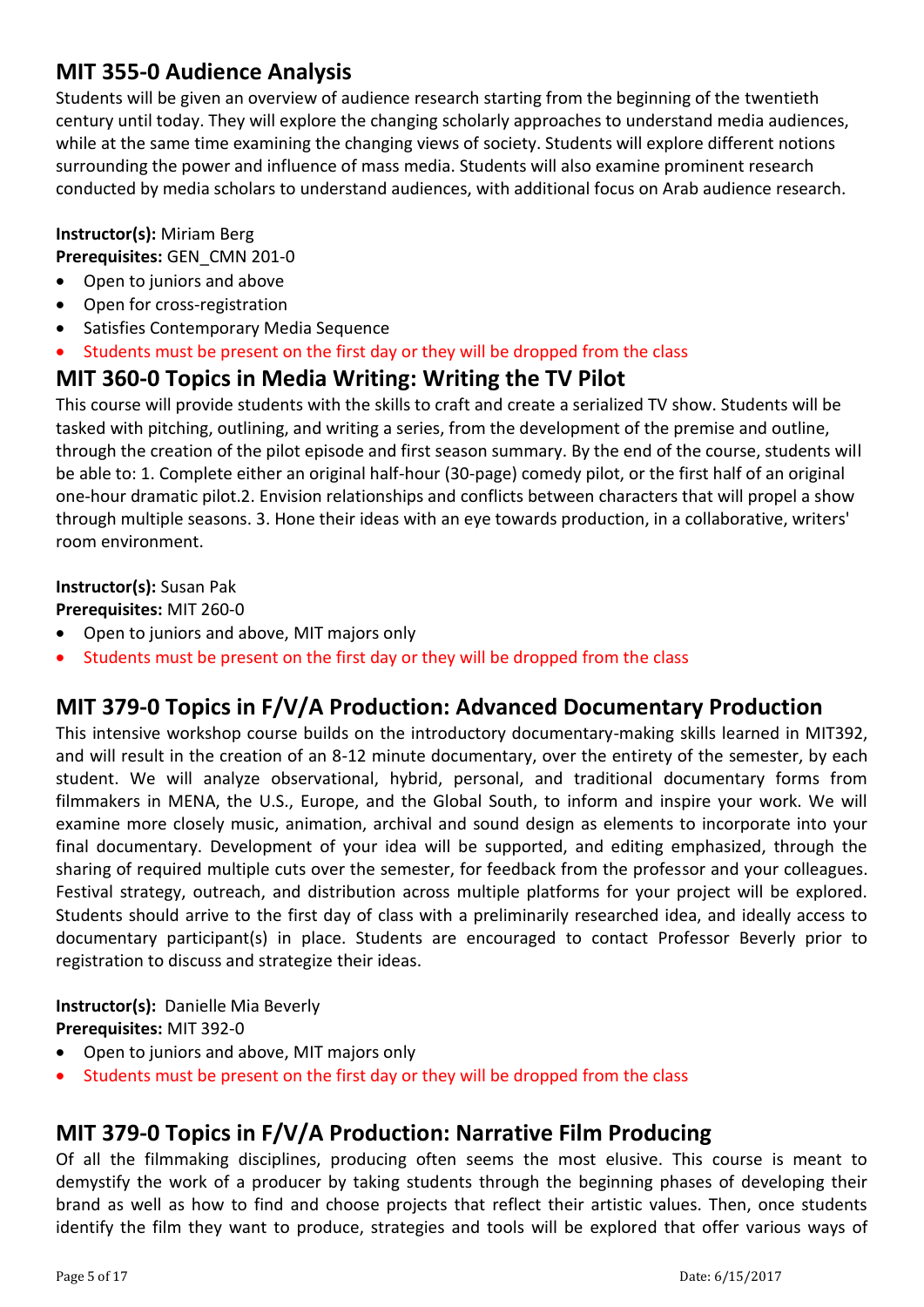## MIT 355-0 Audience Analysis

Students will be given an overview of audience research starting from the beginning of the twentieth century until today. They will explore the changing scholarly approaches to understand media audiences, while at the same time examining the changing views of society. Students will explore different notions surrounding the power and influence of mass media. Students will also examine prominent research conducted by media scholars to understand audiences, with additional focus on Arab audience research.

**Instructor(s):** Miriam Berg
**Prerequisites:** GEN_CMN 201-0

- Open to juniors and above
- Open for cross-registration
- Satisfies Contemporary Media Sequence
- Students must be present on the first day or they will be dropped from the class

## MIT 360-0 Topics in Media Writing: Writing the TV Pilot

This course will provide students with the skills to craft and create a serialized TV show. Students will be tasked with pitching, outlining, and writing a series, from the development of the premise and outline, through the creation of the pilot episode and first season summary. By the end of the course, students will be able to: 1. Complete either an original half-hour (30-page) comedy pilot, or the first half of an original one-hour dramatic pilot.2. Envision relationships and conflicts between characters that will propel a show through multiple seasons. 3. Hone their ideas with an eye towards production, in a collaborative, writers' room environment.

**Instructor(s):** Susan Pak
**Prerequisites:** MIT 260-0

- Open to juniors and above, MIT majors only
- Students must be present on the first day or they will be dropped from the class

## MIT 379-0 Topics in F/V/A Production: Advanced Documentary Production

This intensive workshop course builds on the introductory documentary-making skills learned in MIT392, and will result in the creation of an 8-12 minute documentary, over the entirety of the semester, by each student. We will analyze observational, hybrid, personal, and traditional documentary forms from filmmakers in MENA, the U.S., Europe, and the Global South, to inform and inspire your work. We will examine more closely music, animation, archival and sound design as elements to incorporate into your final documentary. Development of your idea will be supported, and editing emphasized, through the sharing of required multiple cuts over the semester, for feedback from the professor and your colleagues. Festival strategy, outreach, and distribution across multiple platforms for your project will be explored. Students should arrive to the first day of class with a preliminarily researched idea, and ideally access to documentary participant(s) in place. Students are encouraged to contact Professor Beverly prior to registration to discuss and strategize their ideas.

**Instructor(s):** Danielle Mia Beverly
**Prerequisites:** MIT 392-0

- Open to juniors and above, MIT majors only
- Students must be present on the first day or they will be dropped from the class

## MIT 379-0 Topics in F/V/A Production: Narrative Film Producing

Of all the filmmaking disciplines, producing often seems the most elusive. This course is meant to demystify the work of a producer by taking students through the beginning phases of developing their brand as well as how to find and choose projects that reflect their artistic values. Then, once students identify the film they want to produce, strategies and tools will be explored that offer various ways of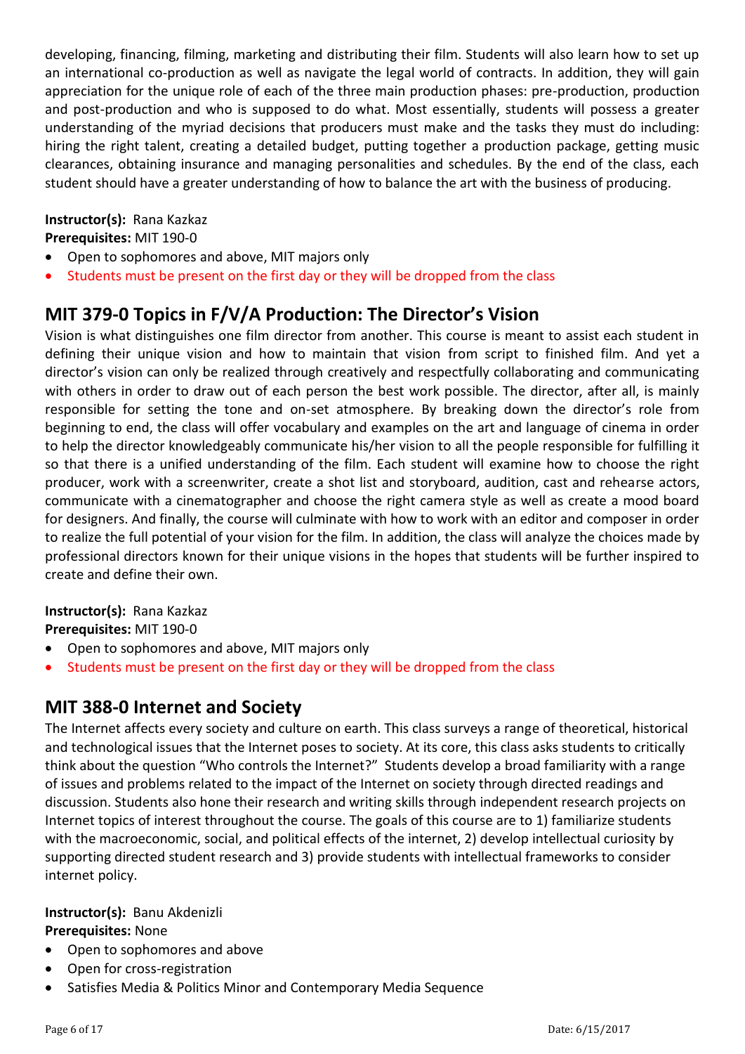developing, financing, filming, marketing and distributing their film. Students will also learn how to set up an international co-production as well as navigate the legal world of contracts. In addition, they will gain appreciation for the unique role of each of the three main production phases: pre-production, production and post-production and who is supposed to do what. Most essentially, students will possess a greater understanding of the myriad decisions that producers must make and the tasks they must do including: hiring the right talent, creating a detailed budget, putting together a production package, getting music clearances, obtaining insurance and managing personalities and schedules. By the end of the class, each student should have a greater understanding of how to balance the art with the business of producing.

**Instructor(s):** Rana Kazkaz
**Prerequisites:** MIT 190-0

- Open to sophomores and above, MIT majors only
- Students must be present on the first day or they will be dropped from the class

## MIT 379-0 Topics in F/V/A Production: The Director's Vision

Vision is what distinguishes one film director from another. This course is meant to assist each student in defining their unique vision and how to maintain that vision from script to finished film. And yet a director's vision can only be realized through creatively and respectfully collaborating and communicating with others in order to draw out of each person the best work possible. The director, after all, is mainly responsible for setting the tone and on-set atmosphere. By breaking down the director's role from beginning to end, the class will offer vocabulary and examples on the art and language of cinema in order to help the director knowledgeably communicate his/her vision to all the people responsible for fulfilling it so that there is a unified understanding of the film. Each student will examine how to choose the right producer, work with a screenwriter, create a shot list and storyboard, audition, cast and rehearse actors, communicate with a cinematographer and choose the right camera style as well as create a mood board for designers. And finally, the course will culminate with how to work with an editor and composer in order to realize the full potential of your vision for the film. In addition, the class will analyze the choices made by professional directors known for their unique visions in the hopes that students will be further inspired to create and define their own.

**Instructor(s):** Rana Kazkaz
**Prerequisites:** MIT 190-0

- Open to sophomores and above, MIT majors only
- Students must be present on the first day or they will be dropped from the class

## MIT 388-0 Internet and Society

The Internet affects every society and culture on earth. This class surveys a range of theoretical, historical and technological issues that the Internet poses to society. At its core, this class asks students to critically think about the question "Who controls the Internet?" Students develop a broad familiarity with a range of issues and problems related to the impact of the Internet on society through directed readings and discussion. Students also hone their research and writing skills through independent research projects on Internet topics of interest throughout the course. The goals of this course are to 1) familiarize students with the macroeconomic, social, and political effects of the internet, 2) develop intellectual curiosity by supporting directed student research and 3) provide students with intellectual frameworks to consider internet policy.

**Instructor(s):** Banu Akdenizli
**Prerequisites:** None

- Open to sophomores and above
- Open for cross-registration
- Satisfies Media & Politics Minor and Contemporary Media Sequence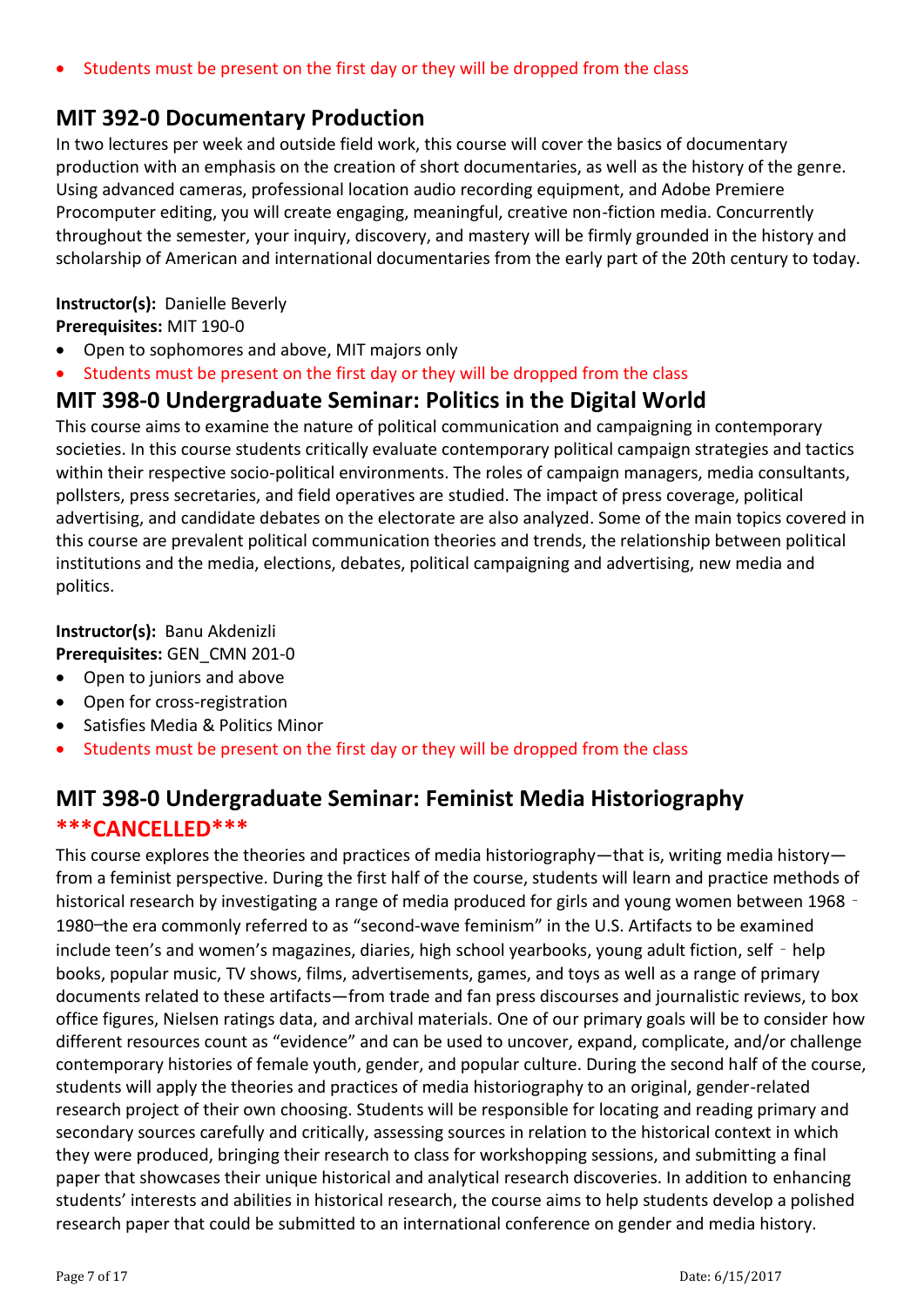- Students must be present on the first day or they will be dropped from the class

## MIT 392-0 Documentary Production

In two lectures per week and outside field work, this course will cover the basics of documentary production with an emphasis on the creation of short documentaries, as well as the history of the genre. Using advanced cameras, professional location audio recording equipment, and Adobe Premiere Procomputer editing, you will create engaging, meaningful, creative non-fiction media. Concurrently throughout the semester, your inquiry, discovery, and mastery will be firmly grounded in the history and scholarship of American and international documentaries from the early part of the 20th century to today.

**Instructor(s):** Danielle Beverly
**Prerequisites:** MIT 190-0

- Open to sophomores and above, MIT majors only
- Students must be present on the first day or they will be dropped from the class

## MIT 398-0 Undergraduate Seminar: Politics in the Digital World

This course aims to examine the nature of political communication and campaigning in contemporary societies. In this course students critically evaluate contemporary political campaign strategies and tactics within their respective socio-political environments. The roles of campaign managers, media consultants, pollsters, press secretaries, and field operatives are studied. The impact of press coverage, political advertising, and candidate debates on the electorate are also analyzed. Some of the main topics covered in this course are prevalent political communication theories and trends, the relationship between political institutions and the media, elections, debates, political campaigning and advertising, new media and politics.

**Instructor(s):** Banu Akdenizli
**Prerequisites:** GEN_CMN 201-0

- Open to juniors and above
- Open for cross-registration
- Satisfies Media & Politics Minor
- Students must be present on the first day or they will be dropped from the class

## MIT 398-0 Undergraduate Seminar: Feminist Media Historiography

**\*\*\*CANCELLED\*\*\***

This course explores the theories and practices of media historiography—that is, writing media history—from a feminist perspective. During the first half of the course, students will learn and practice methods of historical research by investigating a range of media produced for girls and young women between 1968 - 1980–the era commonly referred to as "second-wave feminism" in the U.S. Artifacts to be examined include teen's and women's magazines, diaries, high school yearbooks, young adult fiction, self - help books, popular music, TV shows, films, advertisements, games, and toys as well as a range of primary documents related to these artifacts—from trade and fan press discourses and journalistic reviews, to box office figures, Nielsen ratings data, and archival materials. One of our primary goals will be to consider how different resources count as "evidence" and can be used to uncover, expand, complicate, and/or challenge contemporary histories of female youth, gender, and popular culture. During the second half of the course, students will apply the theories and practices of media historiography to an original, gender-related research project of their own choosing. Students will be responsible for locating and reading primary and secondary sources carefully and critically, assessing sources in relation to the historical context in which they were produced, bringing their research to class for workshopping sessions, and submitting a final paper that showcases their unique historical and analytical research discoveries. In addition to enhancing students' interests and abilities in historical research, the course aims to help students develop a polished research paper that could be submitted to an international conference on gender and media history.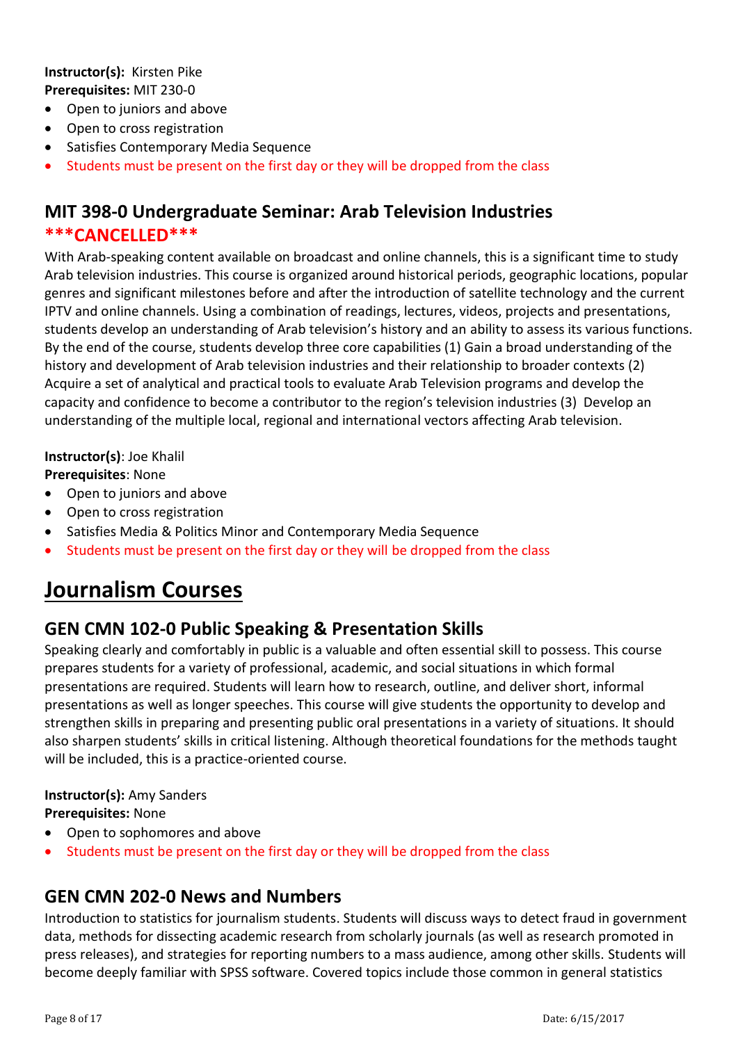**Instructor(s):** Kirsten Pike
**Prerequisites:** MIT 230-0

- Open to juniors and above
- Open to cross registration
- Satisfies Contemporary Media Sequence
- Students must be present on the first day or they will be dropped from the class

## MIT 398-0 Undergraduate Seminar: Arab Television Industries

**\*\*\*CANCELLED\*\*\***

With Arab-speaking content available on broadcast and online channels, this is a significant time to study Arab television industries. This course is organized around historical periods, geographic locations, popular genres and significant milestones before and after the introduction of satellite technology and the current IPTV and online channels. Using a combination of readings, lectures, videos, projects and presentations, students develop an understanding of Arab television's history and an ability to assess its various functions. By the end of the course, students develop three core capabilities (1) Gain a broad understanding of the history and development of Arab television industries and their relationship to broader contexts (2) Acquire a set of analytical and practical tools to evaluate Arab Television programs and develop the capacity and confidence to become a contributor to the region's television industries (3) Develop an understanding of the multiple local, regional and international vectors affecting Arab television.

**Instructor(s)**: Joe Khalil
**Prerequisites**: None

- Open to juniors and above
- Open to cross registration
- Satisfies Media & Politics Minor and Contemporary Media Sequence
- Students must be present on the first day or they will be dropped from the class

# Journalism Courses

## GEN CMN 102-0 Public Speaking & Presentation Skills

Speaking clearly and comfortably in public is a valuable and often essential skill to possess. This course prepares students for a variety of professional, academic, and social situations in which formal presentations are required. Students will learn how to research, outline, and deliver short, informal presentations as well as longer speeches. This course will give students the opportunity to develop and strengthen skills in preparing and presenting public oral presentations in a variety of situations. It should also sharpen students' skills in critical listening. Although theoretical foundations for the methods taught will be included, this is a practice-oriented course.

**Instructor(s):** Amy Sanders
**Prerequisites:** None

- Open to sophomores and above
- Students must be present on the first day or they will be dropped from the class

## GEN CMN 202-0 News and Numbers

Introduction to statistics for journalism students. Students will discuss ways to detect fraud in government data, methods for dissecting academic research from scholarly journals (as well as research promoted in press releases), and strategies for reporting numbers to a mass audience, among other skills. Students will become deeply familiar with SPSS software. Covered topics include those common in general statistics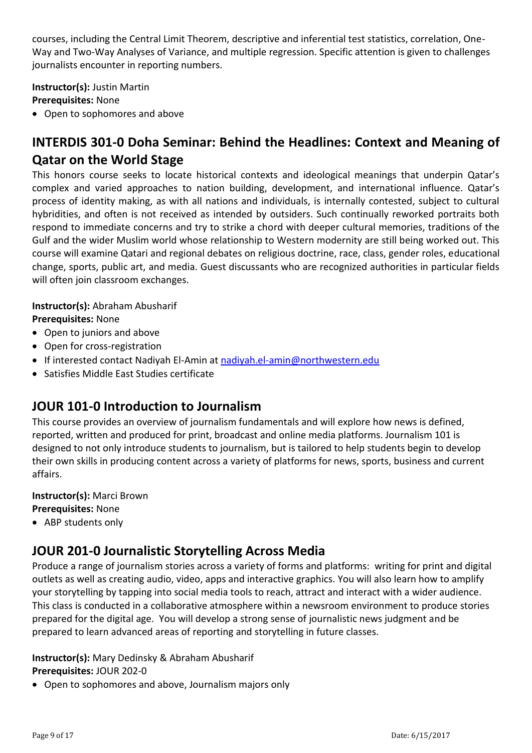courses, including the Central Limit Theorem, descriptive and inferential test statistics, correlation, One-Way and Two-Way Analyses of Variance, and multiple regression. Specific attention is given to challenges journalists encounter in reporting numbers.

**Instructor(s):** Justin Martin
**Prerequisites:** None

- Open to sophomores and above

## INTERDIS 301-0 Doha Seminar: Behind the Headlines: Context and Meaning of Qatar on the World Stage

This honors course seeks to locate historical contexts and ideological meanings that underpin Qatar's complex and varied approaches to nation building, development, and international influence. Qatar's process of identity making, as with all nations and individuals, is internally contested, subject to cultural hybridities, and often is not received as intended by outsiders. Such continually reworked portraits both respond to immediate concerns and try to strike a chord with deeper cultural memories, traditions of the Gulf and the wider Muslim world whose relationship to Western modernity are still being worked out. This course will examine Qatari and regional debates on religious doctrine, race, class, gender roles, educational change, sports, public art, and media. Guest discussants who are recognized authorities in particular fields will often join classroom exchanges.

**Instructor(s):** Abraham Abusharif
**Prerequisites:** None

- Open to juniors and above
- Open for cross-registration
- If interested contact Nadiyah El-Amin at [nadiyah.el-amin@northwestern.edu](mailto:nadiyah.el-amin@northwestern.edu)
- Satisfies Middle East Studies certificate

## JOUR 101-0 Introduction to Journalism

This course provides an overview of journalism fundamentals and will explore how news is defined, reported, written and produced for print, broadcast and online media platforms. Journalism 101 is designed to not only introduce students to journalism, but is tailored to help students begin to develop their own skills in producing content across a variety of platforms for news, sports, business and current affairs.

**Instructor(s):** Marci Brown
**Prerequisites:** None

- ABP students only

## JOUR 201-0 Journalistic Storytelling Across Media

Produce a range of journalism stories across a variety of forms and platforms: writing for print and digital outlets as well as creating audio, video, apps and interactive graphics. You will also learn how to amplify your storytelling by tapping into social media tools to reach, attract and interact with a wider audience. This class is conducted in a collaborative atmosphere within a newsroom environment to produce stories prepared for the digital age. You will develop a strong sense of journalistic news judgment and be prepared to learn advanced areas of reporting and storytelling in future classes.

**Instructor(s):** Mary Dedinsky & Abraham Abusharif
**Prerequisites:** JOUR 202-0

- Open to sophomores and above, Journalism majors only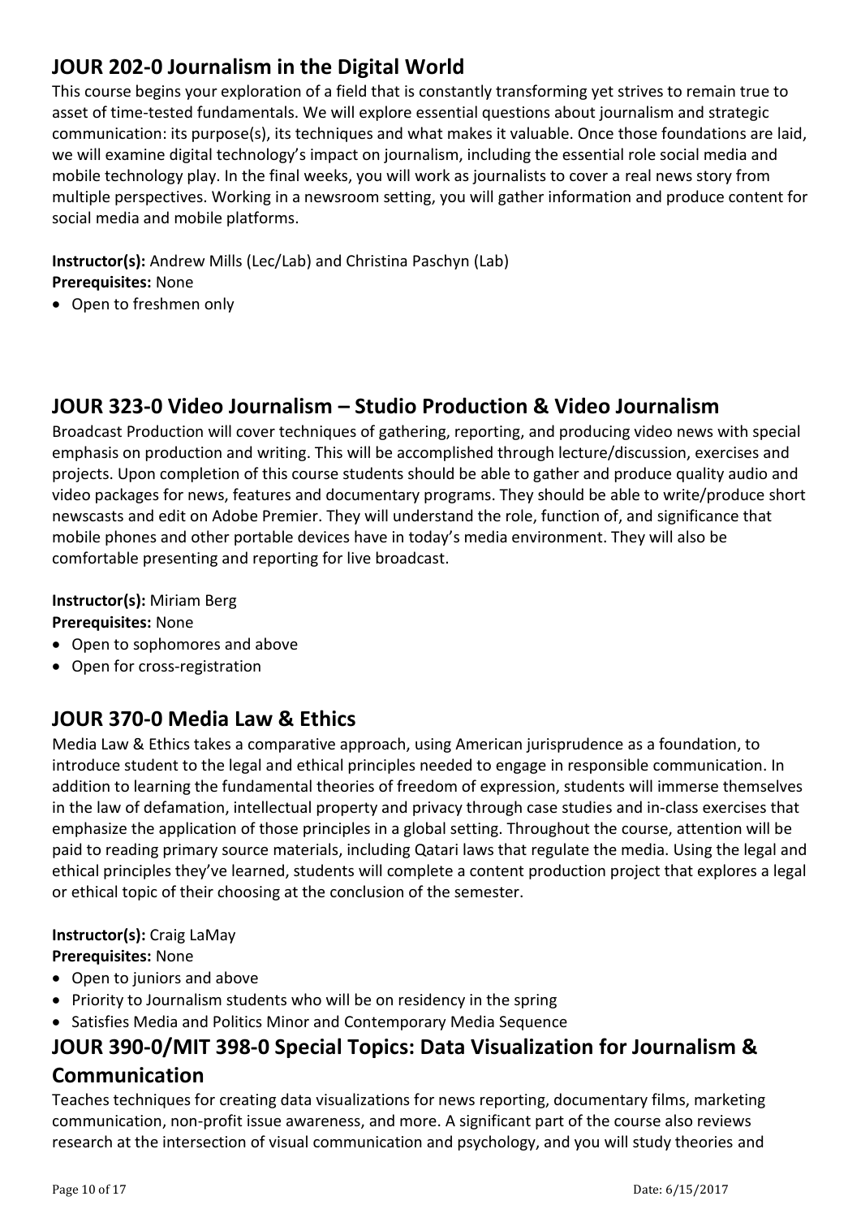## JOUR 202-0 Journalism in the Digital World

This course begins your exploration of a field that is constantly transforming yet strives to remain true to asset of time-tested fundamentals. We will explore essential questions about journalism and strategic communication: its purpose(s), its techniques and what makes it valuable. Once those foundations are laid, we will examine digital technology's impact on journalism, including the essential role social media and mobile technology play. In the final weeks, you will work as journalists to cover a real news story from multiple perspectives. Working in a newsroom setting, you will gather information and produce content for social media and mobile platforms.

**Instructor(s):** Andrew Mills (Lec/Lab) and Christina Paschyn (Lab)
**Prerequisites:** None

- Open to freshmen only

## JOUR 323-0 Video Journalism – Studio Production & Video Journalism

Broadcast Production will cover techniques of gathering, reporting, and producing video news with special emphasis on production and writing. This will be accomplished through lecture/discussion, exercises and projects. Upon completion of this course students should be able to gather and produce quality audio and video packages for news, features and documentary programs. They should be able to write/produce short newscasts and edit on Adobe Premier. They will understand the role, function of, and significance that mobile phones and other portable devices have in today's media environment. They will also be comfortable presenting and reporting for live broadcast.

**Instructor(s):** Miriam Berg
**Prerequisites:** None

- Open to sophomores and above
- Open for cross-registration

## JOUR 370-0 Media Law & Ethics

Media Law & Ethics takes a comparative approach, using American jurisprudence as a foundation, to introduce student to the legal and ethical principles needed to engage in responsible communication. In addition to learning the fundamental theories of freedom of expression, students will immerse themselves in the law of defamation, intellectual property and privacy through case studies and in-class exercises that emphasize the application of those principles in a global setting. Throughout the course, attention will be paid to reading primary source materials, including Qatari laws that regulate the media. Using the legal and ethical principles they've learned, students will complete a content production project that explores a legal or ethical topic of their choosing at the conclusion of the semester.

**Instructor(s):** Craig LaMay
**Prerequisites:** None

- Open to juniors and above
- Priority to Journalism students who will be on residency in the spring
- Satisfies Media and Politics Minor and Contemporary Media Sequence

## JOUR 390-0/MIT 398-0 Special Topics: Data Visualization for Journalism & Communication

Teaches techniques for creating data visualizations for news reporting, documentary films, marketing communication, non-profit issue awareness, and more. A significant part of the course also reviews research at the intersection of visual communication and psychology, and you will study theories and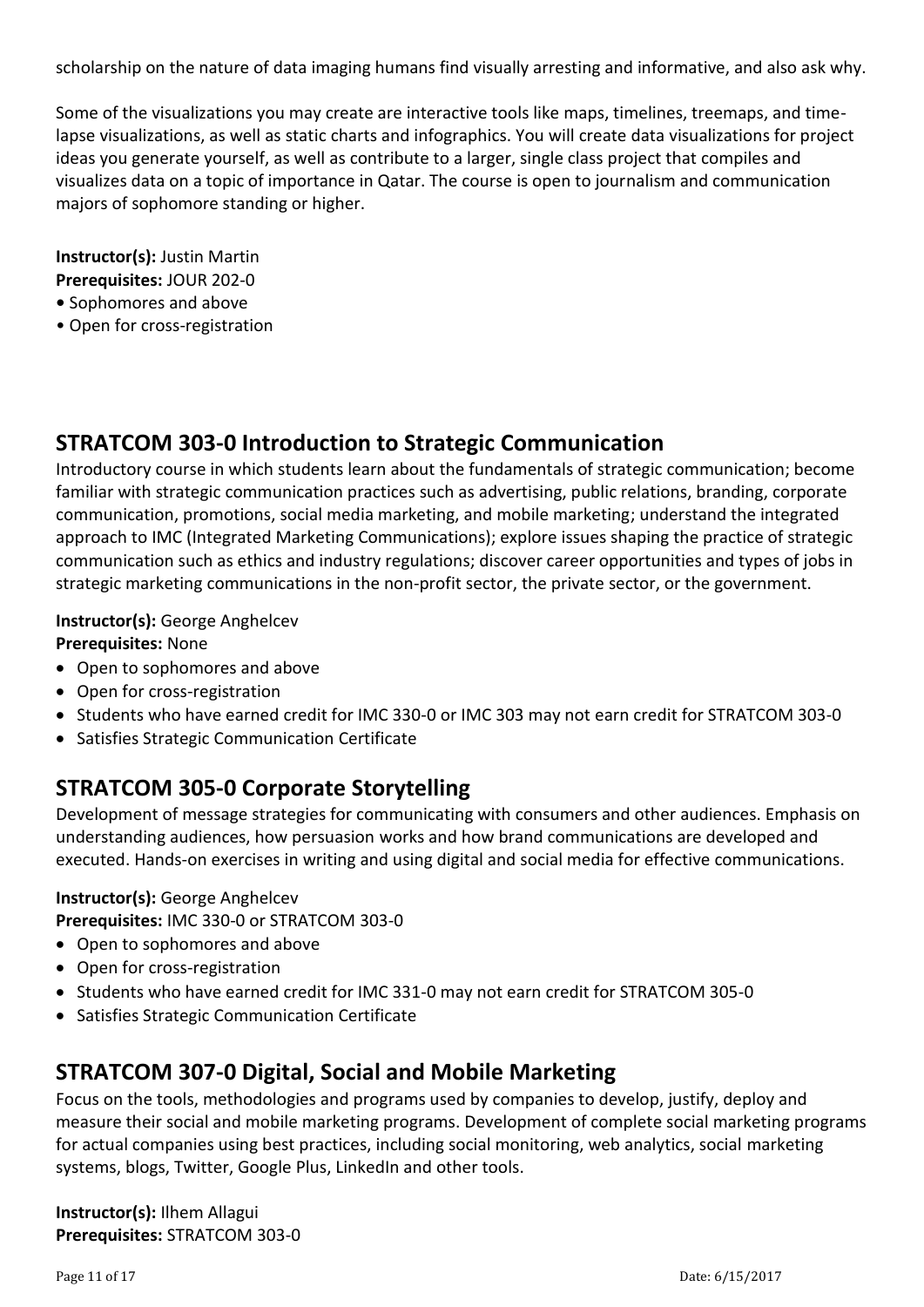scholarship on the nature of data imaging humans find visually arresting and informative, and also ask why.

Some of the visualizations you may create are interactive tools like maps, timelines, treemaps, and time-lapse visualizations, as well as static charts and infographics. You will create data visualizations for project ideas you generate yourself, as well as contribute to a larger, single class project that compiles and visualizes data on a topic of importance in Qatar. The course is open to journalism and communication majors of sophomore standing or higher.

**Instructor(s):** Justin Martin
**Prerequisites:** JOUR 202-0
- Sophomores and above
- Open for cross-registration

## STRATCOM 303-0 Introduction to Strategic Communication

Introductory course in which students learn about the fundamentals of strategic communication; become familiar with strategic communication practices such as advertising, public relations, branding, corporate communication, promotions, social media marketing, and mobile marketing; understand the integrated approach to IMC (Integrated Marketing Communications); explore issues shaping the practice of strategic communication such as ethics and industry regulations; discover career opportunities and types of jobs in strategic marketing communications in the non-profit sector, the private sector, or the government.

**Instructor(s):** George Anghelcev
**Prerequisites:** None
- Open to sophomores and above
- Open for cross-registration
- Students who have earned credit for IMC 330-0 or IMC 303 may not earn credit for STRATCOM 303-0
- Satisfies Strategic Communication Certificate

## STRATCOM 305-0 Corporate Storytelling

Development of message strategies for communicating with consumers and other audiences. Emphasis on understanding audiences, how persuasion works and how brand communications are developed and executed. Hands-on exercises in writing and using digital and social media for effective communications.

**Instructor(s):** George Anghelcev
**Prerequisites:** IMC 330-0 or STRATCOM 303-0
- Open to sophomores and above
- Open for cross-registration
- Students who have earned credit for IMC 331-0 may not earn credit for STRATCOM 305-0
- Satisfies Strategic Communication Certificate

## STRATCOM 307-0 Digital, Social and Mobile Marketing

Focus on the tools, methodologies and programs used by companies to develop, justify, deploy and measure their social and mobile marketing programs. Development of complete social marketing programs for actual companies using best practices, including social monitoring, web analytics, social marketing systems, blogs, Twitter, Google Plus, LinkedIn and other tools.

**Instructor(s):** Ilhem Allagui
**Prerequisites:** STRATCOM 303-0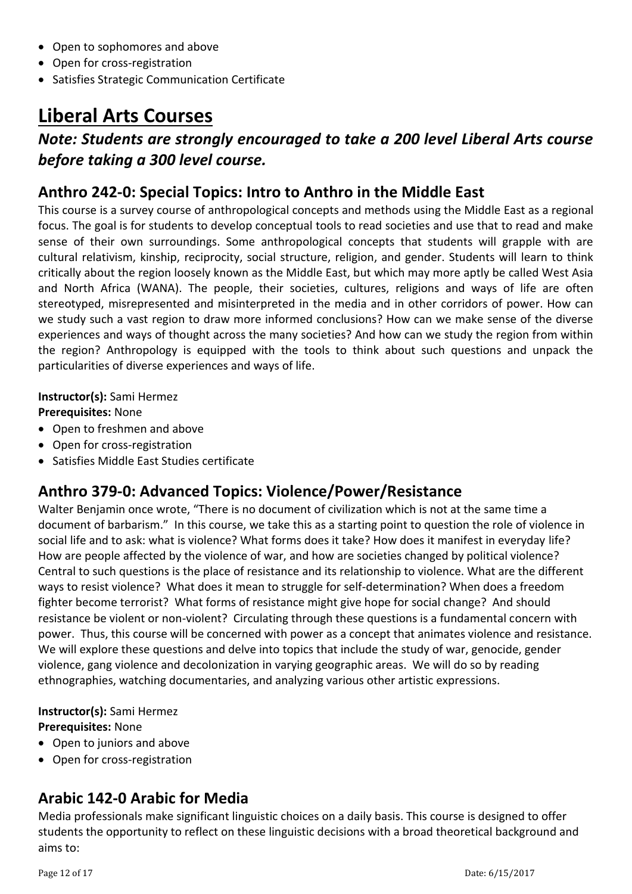- Open to sophomores and above
- Open for cross-registration
- Satisfies Strategic Communication Certificate

# Liberal Arts Courses

### *Note: Students are strongly encouraged to take a 200 level Liberal Arts course before taking a 300 level course.*

## Anthro 242-0: Special Topics: Intro to Anthro in the Middle East

This course is a survey course of anthropological concepts and methods using the Middle East as a regional focus. The goal is for students to develop conceptual tools to read societies and use that to read and make sense of their own surroundings. Some anthropological concepts that students will grapple with are cultural relativism, kinship, reciprocity, social structure, religion, and gender. Students will learn to think critically about the region loosely known as the Middle East, but which may more aptly be called West Asia and North Africa (WANA). The people, their societies, cultures, religions and ways of life are often stereotyped, misrepresented and misinterpreted in the media and in other corridors of power. How can we study such a vast region to draw more informed conclusions? How can we make sense of the diverse experiences and ways of thought across the many societies? And how can we study the region from within the region? Anthropology is equipped with the tools to think about such questions and unpack the particularities of diverse experiences and ways of life.

**Instructor(s):** Sami Hermez
**Prerequisites:** None

- Open to freshmen and above
- Open for cross-registration
- Satisfies Middle East Studies certificate

## Anthro 379-0: Advanced Topics: Violence/Power/Resistance

Walter Benjamin once wrote, "There is no document of civilization which is not at the same time a document of barbarism." In this course, we take this as a starting point to question the role of violence in social life and to ask: what is violence? What forms does it take? How does it manifest in everyday life? How are people affected by the violence of war, and how are societies changed by political violence? Central to such questions is the place of resistance and its relationship to violence. What are the different ways to resist violence? What does it mean to struggle for self-determination? When does a freedom fighter become terrorist? What forms of resistance might give hope for social change? And should resistance be violent or non-violent? Circulating through these questions is a fundamental concern with power. Thus, this course will be concerned with power as a concept that animates violence and resistance. We will explore these questions and delve into topics that include the study of war, genocide, gender violence, gang violence and decolonization in varying geographic areas. We will do so by reading ethnographies, watching documentaries, and analyzing various other artistic expressions.

**Instructor(s):** Sami Hermez
**Prerequisites:** None

- Open to juniors and above
- Open for cross-registration

## Arabic 142-0 Arabic for Media

Media professionals make significant linguistic choices on a daily basis. This course is designed to offer students the opportunity to reflect on these linguistic decisions with a broad theoretical background and aims to: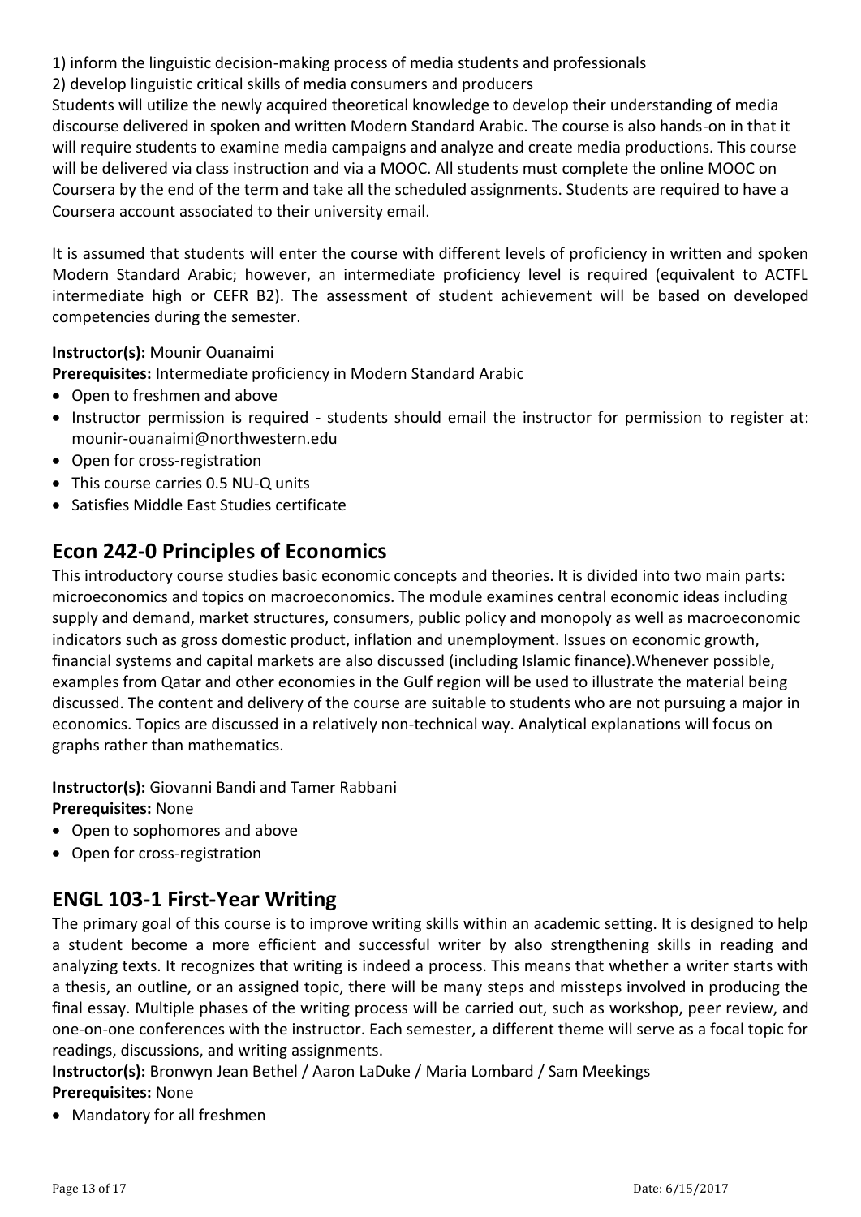1) inform the linguistic decision-making process of media students and professionals
2) develop linguistic critical skills of media consumers and producers

Students will utilize the newly acquired theoretical knowledge to develop their understanding of media discourse delivered in spoken and written Modern Standard Arabic. The course is also hands-on in that it will require students to examine media campaigns and analyze and create media productions. This course will be delivered via class instruction and via a MOOC. All students must complete the online MOOC on Coursera by the end of the term and take all the scheduled assignments. Students are required to have a Coursera account associated to their university email.

It is assumed that students will enter the course with different levels of proficiency in written and spoken Modern Standard Arabic; however, an intermediate proficiency level is required (equivalent to ACTFL intermediate high or CEFR B2). The assessment of student achievement will be based on developed competencies during the semester.

**Instructor(s):** Mounir Ouanaimi
**Prerequisites:** Intermediate proficiency in Modern Standard Arabic

- Open to freshmen and above
- Instructor permission is required - students should email the instructor for permission to register at: mounir-ouanaimi@northwestern.edu
- Open for cross-registration
- This course carries 0.5 NU-Q units
- Satisfies Middle East Studies certificate

## Econ 242-0 Principles of Economics

This introductory course studies basic economic concepts and theories. It is divided into two main parts: microeconomics and topics on macroeconomics. The module examines central economic ideas including supply and demand, market structures, consumers, public policy and monopoly as well as macroeconomic indicators such as gross domestic product, inflation and unemployment. Issues on economic growth, financial systems and capital markets are also discussed (including Islamic finance).Whenever possible, examples from Qatar and other economies in the Gulf region will be used to illustrate the material being discussed. The content and delivery of the course are suitable to students who are not pursuing a major in economics. Topics are discussed in a relatively non-technical way. Analytical explanations will focus on graphs rather than mathematics.

**Instructor(s):** Giovanni Bandi and Tamer Rabbani
**Prerequisites:** None

- Open to sophomores and above
- Open for cross-registration

## ENGL 103-1 First-Year Writing

The primary goal of this course is to improve writing skills within an academic setting. It is designed to help a student become a more efficient and successful writer by also strengthening skills in reading and analyzing texts. It recognizes that writing is indeed a process. This means that whether a writer starts with a thesis, an outline, or an assigned topic, there will be many steps and missteps involved in producing the final essay. Multiple phases of the writing process will be carried out, such as workshop, peer review, and one-on-one conferences with the instructor. Each semester, a different theme will serve as a focal topic for readings, discussions, and writing assignments.

**Instructor(s):** Bronwyn Jean Bethel / Aaron LaDuke / Maria Lombard / Sam Meekings
**Prerequisites:** None

- Mandatory for all freshmen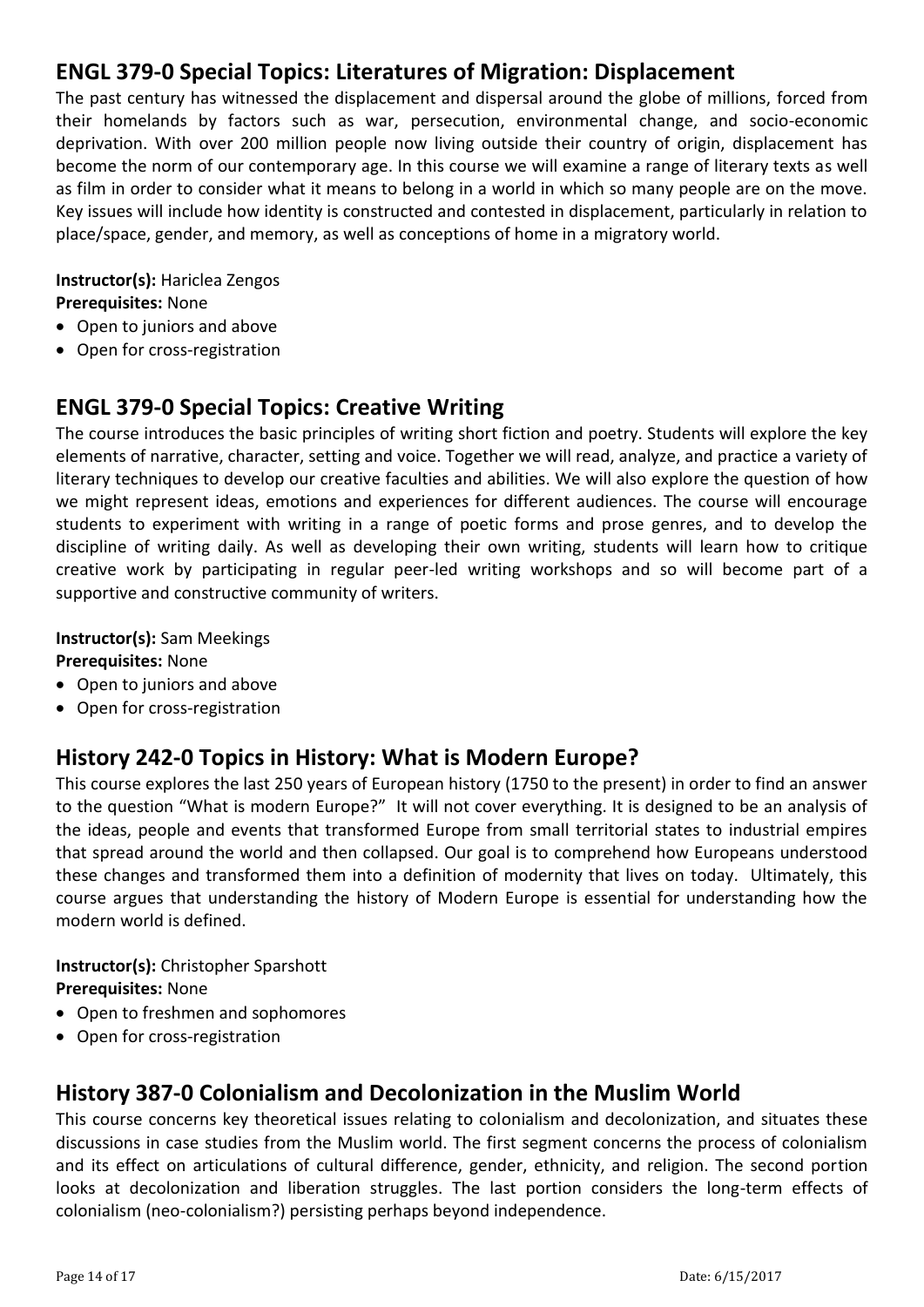## ENGL 379-0 Special Topics: Literatures of Migration: Displacement

The past century has witnessed the displacement and dispersal around the globe of millions, forced from their homelands by factors such as war, persecution, environmental change, and socio-economic deprivation. With over 200 million people now living outside their country of origin, displacement has become the norm of our contemporary age. In this course we will examine a range of literary texts as well as film in order to consider what it means to belong in a world in which so many people are on the move. Key issues will include how identity is constructed and contested in displacement, particularly in relation to place/space, gender, and memory, as well as conceptions of home in a migratory world.

**Instructor(s):** Hariclea Zengos
**Prerequisites:** None

- Open to juniors and above
- Open for cross-registration

## ENGL 379-0 Special Topics: Creative Writing

The course introduces the basic principles of writing short fiction and poetry. Students will explore the key elements of narrative, character, setting and voice. Together we will read, analyze, and practice a variety of literary techniques to develop our creative faculties and abilities. We will also explore the question of how we might represent ideas, emotions and experiences for different audiences. The course will encourage students to experiment with writing in a range of poetic forms and prose genres, and to develop the discipline of writing daily. As well as developing their own writing, students will learn how to critique creative work by participating in regular peer-led writing workshops and so will become part of a supportive and constructive community of writers.

**Instructor(s):** Sam Meekings
**Prerequisites:** None

- Open to juniors and above
- Open for cross-registration

## History 242-0 Topics in History: What is Modern Europe?

This course explores the last 250 years of European history (1750 to the present) in order to find an answer to the question "What is modern Europe?" It will not cover everything. It is designed to be an analysis of the ideas, people and events that transformed Europe from small territorial states to industrial empires that spread around the world and then collapsed. Our goal is to comprehend how Europeans understood these changes and transformed them into a definition of modernity that lives on today. Ultimately, this course argues that understanding the history of Modern Europe is essential for understanding how the modern world is defined.

**Instructor(s):** Christopher Sparshott
**Prerequisites:** None

- Open to freshmen and sophomores
- Open for cross-registration

## History 387-0 Colonialism and Decolonization in the Muslim World

This course concerns key theoretical issues relating to colonialism and decolonization, and situates these discussions in case studies from the Muslim world. The first segment concerns the process of colonialism and its effect on articulations of cultural difference, gender, ethnicity, and religion. The second portion looks at decolonization and liberation struggles. The last portion considers the long-term effects of colonialism (neo-colonialism?) persisting perhaps beyond independence.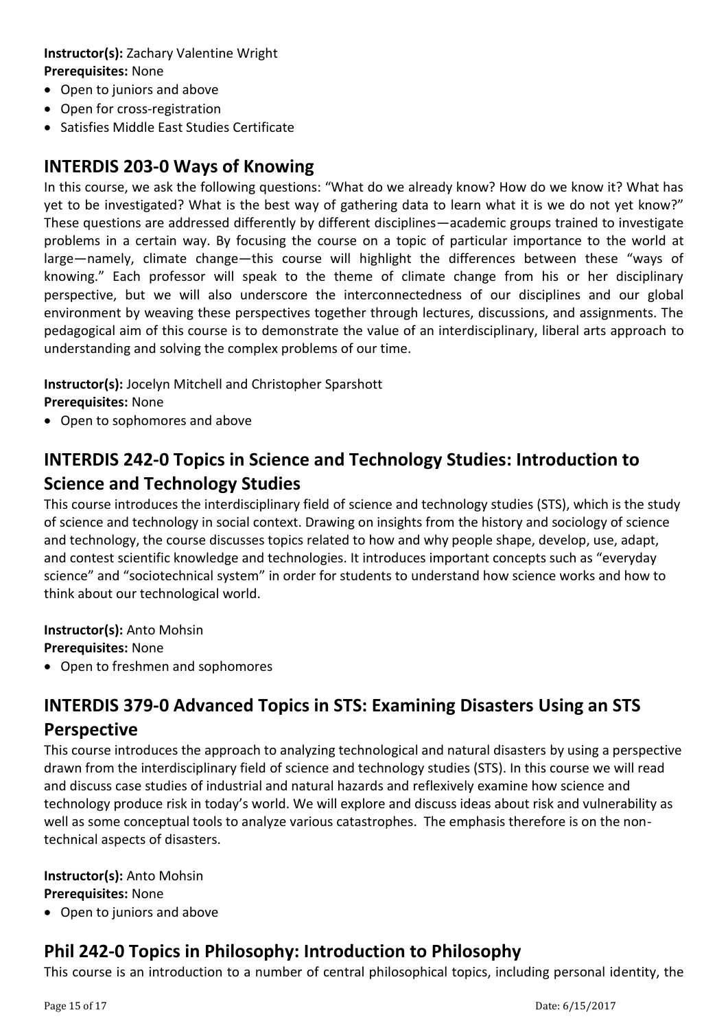**Instructor(s):** Zachary Valentine Wright
**Prerequisites:** None

- Open to juniors and above
- Open for cross-registration
- Satisfies Middle East Studies Certificate

## INTERDIS 203-0 Ways of Knowing

In this course, we ask the following questions: "What do we already know? How do we know it? What has yet to be investigated? What is the best way of gathering data to learn what it is we do not yet know?" These questions are addressed differently by different disciplines—academic groups trained to investigate problems in a certain way. By focusing the course on a topic of particular importance to the world at large—namely, climate change—this course will highlight the differences between these "ways of knowing." Each professor will speak to the theme of climate change from his or her disciplinary perspective, but we will also underscore the interconnectedness of our disciplines and our global environment by weaving these perspectives together through lectures, discussions, and assignments. The pedagogical aim of this course is to demonstrate the value of an interdisciplinary, liberal arts approach to understanding and solving the complex problems of our time.

**Instructor(s):** Jocelyn Mitchell and Christopher Sparshott
**Prerequisites:** None

- Open to sophomores and above

## INTERDIS 242-0 Topics in Science and Technology Studies: Introduction to Science and Technology Studies

This course introduces the interdisciplinary field of science and technology studies (STS), which is the study of science and technology in social context. Drawing on insights from the history and sociology of science and technology, the course discusses topics related to how and why people shape, develop, use, adapt, and contest scientific knowledge and technologies. It introduces important concepts such as "everyday science" and "sociotechnical system" in order for students to understand how science works and how to think about our technological world.

**Instructor(s):** Anto Mohsin
**Prerequisites:** None

- Open to freshmen and sophomores

## INTERDIS 379-0 Advanced Topics in STS: Examining Disasters Using an STS Perspective

This course introduces the approach to analyzing technological and natural disasters by using a perspective drawn from the interdisciplinary field of science and technology studies (STS). In this course we will read and discuss case studies of industrial and natural hazards and reflexively examine how science and technology produce risk in today's world. We will explore and discuss ideas about risk and vulnerability as well as some conceptual tools to analyze various catastrophes. The emphasis therefore is on the non-technical aspects of disasters.

**Instructor(s):** Anto Mohsin
**Prerequisites:** None

- Open to juniors and above

## Phil 242-0 Topics in Philosophy: Introduction to Philosophy

This course is an introduction to a number of central philosophical topics, including personal identity, the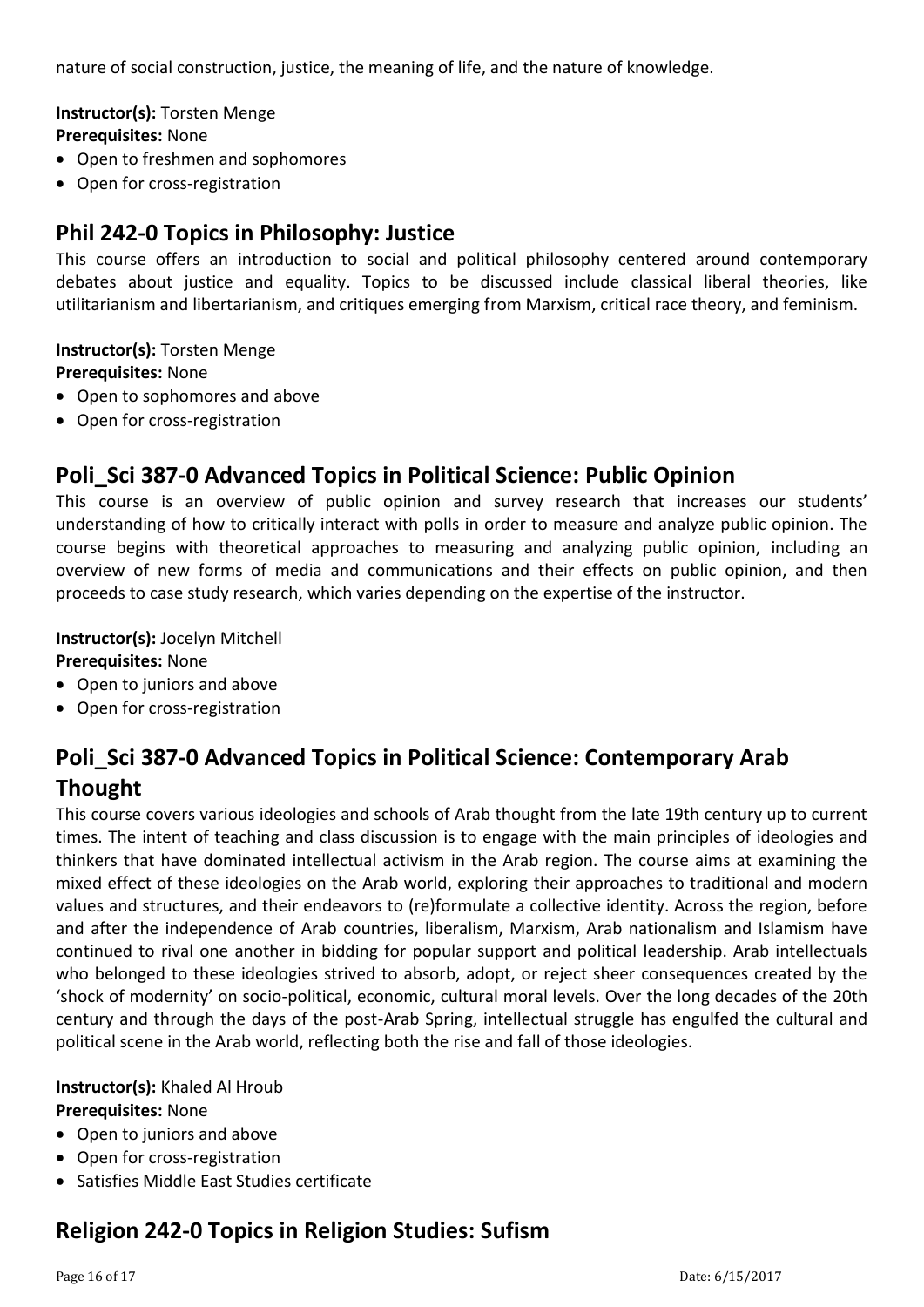nature of social construction, justice, the meaning of life, and the nature of knowledge.

**Instructor(s):** Torsten Menge
**Prerequisites:** None

- Open to freshmen and sophomores
- Open for cross-registration

## Phil 242-0 Topics in Philosophy: Justice

This course offers an introduction to social and political philosophy centered around contemporary debates about justice and equality. Topics to be discussed include classical liberal theories, like utilitarianism and libertarianism, and critiques emerging from Marxism, critical race theory, and feminism.

**Instructor(s):** Torsten Menge
**Prerequisites:** None

- Open to sophomores and above
- Open for cross-registration

## Poli_Sci 387-0 Advanced Topics in Political Science: Public Opinion

This course is an overview of public opinion and survey research that increases our students' understanding of how to critically interact with polls in order to measure and analyze public opinion. The course begins with theoretical approaches to measuring and analyzing public opinion, including an overview of new forms of media and communications and their effects on public opinion, and then proceeds to case study research, which varies depending on the expertise of the instructor.

**Instructor(s):** Jocelyn Mitchell
**Prerequisites:** None

- Open to juniors and above
- Open for cross-registration

## Poli_Sci 387-0 Advanced Topics in Political Science: Contemporary Arab Thought

This course covers various ideologies and schools of Arab thought from the late 19th century up to current times. The intent of teaching and class discussion is to engage with the main principles of ideologies and thinkers that have dominated intellectual activism in the Arab region. The course aims at examining the mixed effect of these ideologies on the Arab world, exploring their approaches to traditional and modern values and structures, and their endeavors to (re)formulate a collective identity. Across the region, before and after the independence of Arab countries, liberalism, Marxism, Arab nationalism and Islamism have continued to rival one another in bidding for popular support and political leadership. Arab intellectuals who belonged to these ideologies strived to absorb, adopt, or reject sheer consequences created by the 'shock of modernity' on socio-political, economic, cultural moral levels. Over the long decades of the 20th century and through the days of the post-Arab Spring, intellectual struggle has engulfed the cultural and political scene in the Arab world, reflecting both the rise and fall of those ideologies.

**Instructor(s):** Khaled Al Hroub
**Prerequisites:** None

- Open to juniors and above
- Open for cross-registration
- Satisfies Middle East Studies certificate

## Religion 242-0 Topics in Religion Studies: Sufism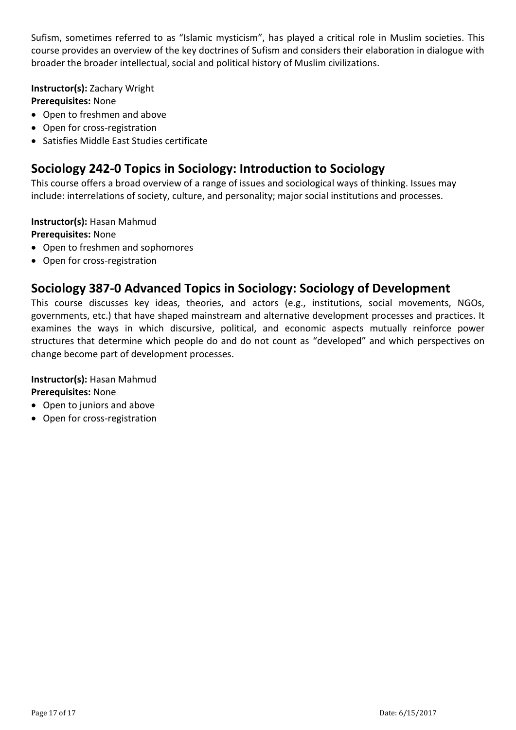Sufism, sometimes referred to as "Islamic mysticism", has played a critical role in Muslim societies. This course provides an overview of the key doctrines of Sufism and considers their elaboration in dialogue with broader the broader intellectual, social and political history of Muslim civilizations.

**Instructor(s):** Zachary Wright
**Prerequisites:** None

- Open to freshmen and above
- Open for cross-registration
- Satisfies Middle East Studies certificate

## Sociology 242-0 Topics in Sociology: Introduction to Sociology

This course offers a broad overview of a range of issues and sociological ways of thinking. Issues may include: interrelations of society, culture, and personality; major social institutions and processes.

**Instructor(s):** Hasan Mahmud
**Prerequisites:** None

- Open to freshmen and sophomores
- Open for cross-registration

## Sociology 387-0 Advanced Topics in Sociology: Sociology of Development

This course discusses key ideas, theories, and actors (e.g., institutions, social movements, NGOs, governments, etc.) that have shaped mainstream and alternative development processes and practices. It examines the ways in which discursive, political, and economic aspects mutually reinforce power structures that determine which people do and do not count as "developed" and which perspectives on change become part of development processes.

**Instructor(s):** Hasan Mahmud
**Prerequisites:** None

- Open to juniors and above
- Open for cross-registration